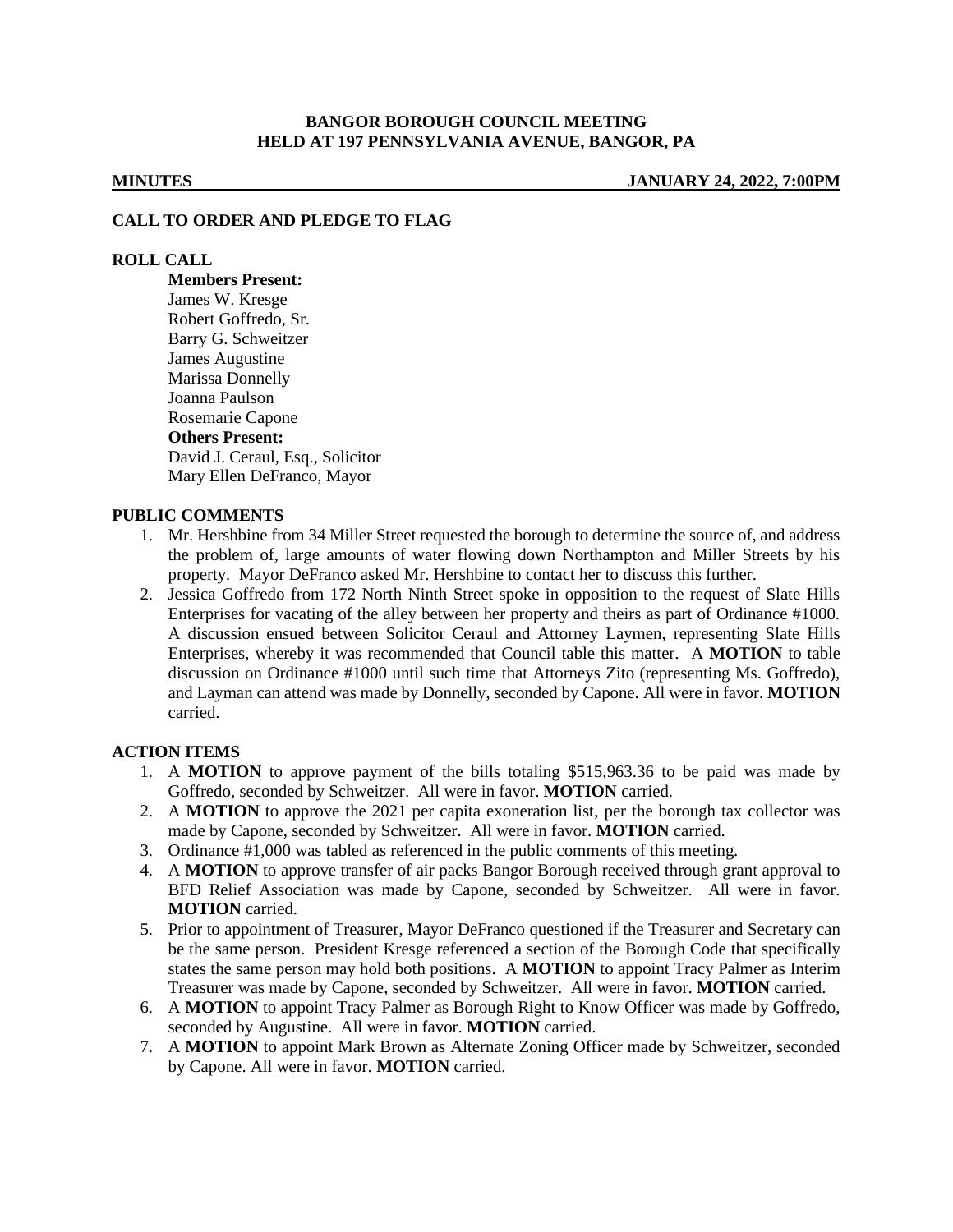**BANGOR BOROUGH COUNCIL MEETING**
**HELD AT 197 PENNSYLVANIA AVENUE, BANGOR, PA**

**MINUTES** **JANUARY 24, 2022, 7:00PM**

## CALL TO ORDER AND PLEDGE TO FLAG

## ROLL CALL

**Members Present:**
James W. Kresge
Robert Goffredo, Sr.
Barry G. Schweitzer
James Augustine
Marissa Donnelly
Joanna Paulson
Rosemarie Capone
**Others Present:**
David J. Ceraul, Esq., Solicitor
Mary Ellen DeFranco, Mayor

## PUBLIC COMMENTS

1. Mr. Hershbine from 34 Miller Street requested the borough to determine the source of, and address the problem of, large amounts of water flowing down Northampton and Miller Streets by his property. Mayor DeFranco asked Mr. Hershbine to contact her to discuss this further.
2. Jessica Goffredo from 172 North Ninth Street spoke in opposition to the request of Slate Hills Enterprises for vacating of the alley between her property and theirs as part of Ordinance #1000. A discussion ensued between Solicitor Ceraul and Attorney Laymen, representing Slate Hills Enterprises, whereby it was recommended that Council table this matter. A **MOTION** to table discussion on Ordinance #1000 until such time that Attorneys Zito (representing Ms. Goffredo), and Layman can attend was made by Donnelly, seconded by Capone. All were in favor. **MOTION** carried.

## ACTION ITEMS

1. A **MOTION** to approve payment of the bills totaling $515,963.36 to be paid was made by Goffredo, seconded by Schweitzer. All were in favor. **MOTION** carried.
2. A **MOTION** to approve the 2021 per capita exoneration list, per the borough tax collector was made by Capone, seconded by Schweitzer. All were in favor. **MOTION** carried.
3. Ordinance #1,000 was tabled as referenced in the public comments of this meeting.
4. A **MOTION** to approve transfer of air packs Bangor Borough received through grant approval to BFD Relief Association was made by Capone, seconded by Schweitzer. All were in favor. **MOTION** carried.
5. Prior to appointment of Treasurer, Mayor DeFranco questioned if the Treasurer and Secretary can be the same person. President Kresge referenced a section of the Borough Code that specifically states the same person may hold both positions. A **MOTION** to appoint Tracy Palmer as Interim Treasurer was made by Capone, seconded by Schweitzer. All were in favor. **MOTION** carried.
6. A **MOTION** to appoint Tracy Palmer as Borough Right to Know Officer was made by Goffredo, seconded by Augustine. All were in favor. **MOTION** carried.
7. A **MOTION** to appoint Mark Brown as Alternate Zoning Officer made by Schweitzer, seconded by Capone. All were in favor. **MOTION** carried.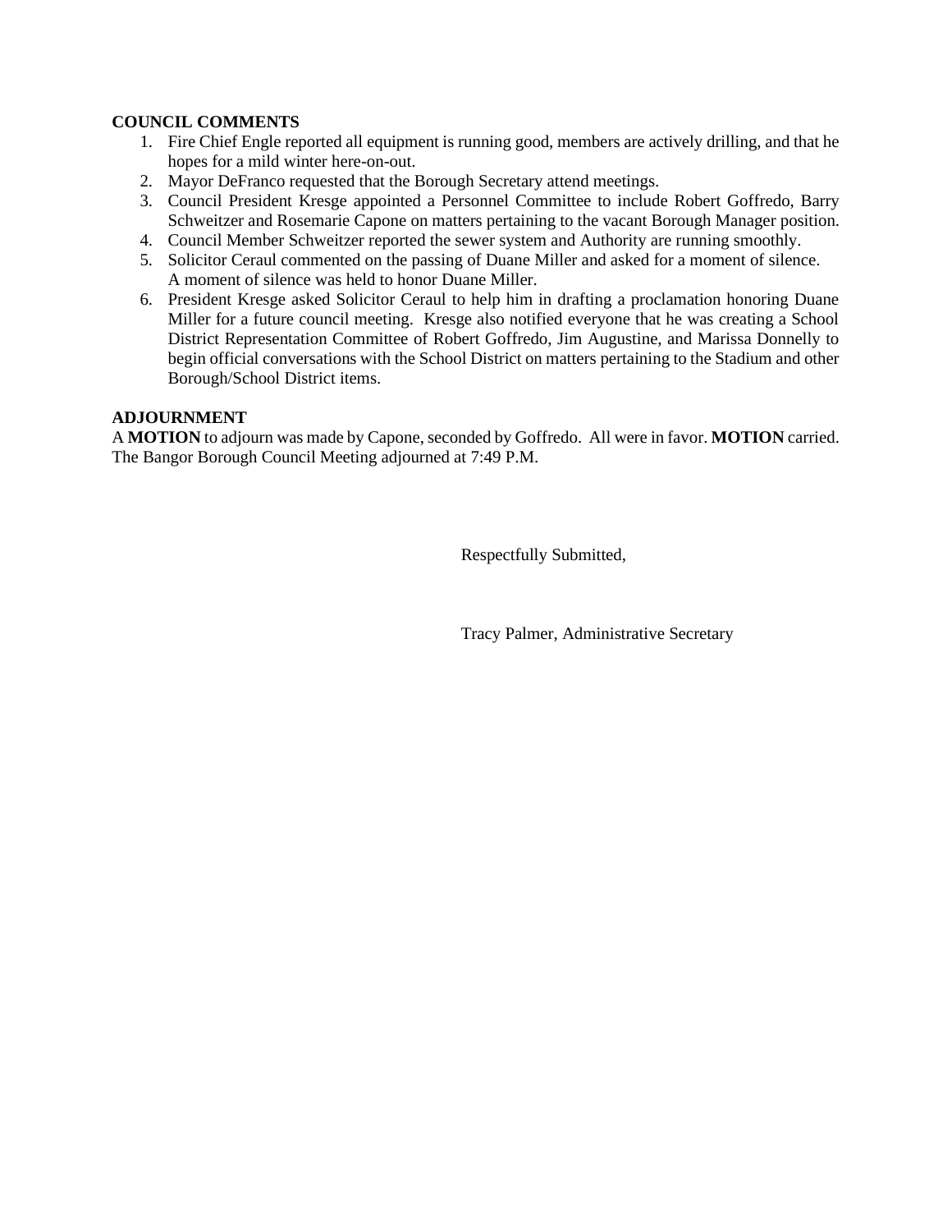**COUNCIL COMMENTS**

1. Fire Chief Engle reported all equipment is running good, members are actively drilling, and that he hopes for a mild winter here-on-out.
2. Mayor DeFranco requested that the Borough Secretary attend meetings.
3. Council President Kresge appointed a Personnel Committee to include Robert Goffredo, Barry Schweitzer and Rosemarie Capone on matters pertaining to the vacant Borough Manager position.
4. Council Member Schweitzer reported the sewer system and Authority are running smoothly.
5. Solicitor Ceraul commented on the passing of Duane Miller and asked for a moment of silence. A moment of silence was held to honor Duane Miller.
6. President Kresge asked Solicitor Ceraul to help him in drafting a proclamation honoring Duane Miller for a future council meeting. Kresge also notified everyone that he was creating a School District Representation Committee of Robert Goffredo, Jim Augustine, and Marissa Donnelly to begin official conversations with the School District on matters pertaining to the Stadium and other Borough/School District items.

**ADJOURNMENT**

A **MOTION** to adjourn was made by Capone, seconded by Goffredo. All were in favor. **MOTION** carried. The Bangor Borough Council Meeting adjourned at 7:49 P.M.

Respectfully Submitted,

Tracy Palmer, Administrative Secretary